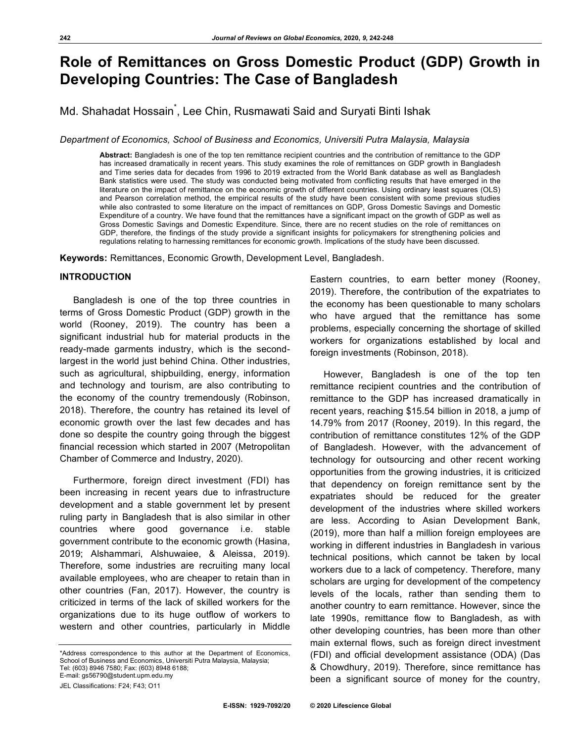# Role of Remittances on Gross Domestic Product (GDP) Growth in Developing Countries: The Case of Bangladesh

Md. Shahadat Hossain*, Lee Chin, Rusmawati Said and Suryati Binti Ishak

*Department of Economics, School of Business and Economics, Universiti Putra Malaysia, Malaysia*

**Abstract:** Bangladesh is one of the top ten remittance recipient countries and the contribution of remittance to the GDP has increased dramatically in recent years. This study examines the role of remittances on GDP growth in Bangladesh and Time series data for decades from 1996 to 2019 extracted from the World Bank database as well as Bangladesh Bank statistics were used. The study was conducted being motivated from conflicting results that have emerged in the literature on the impact of remittance on the economic growth of different countries. Using ordinary least squares (OLS) and Pearson correlation method, the empirical results of the study have been consistent with some previous studies while also contrasted to some literature on the impact of remittances on GDP, Gross Domestic Savings and Domestic Expenditure of a country. We have found that the remittances have a significant impact on the growth of GDP as well as Gross Domestic Savings and Domestic Expenditure. Since, there are no recent studies on the role of remittances on GDP, therefore, the findings of the study provide a significant insights for policymakers for strengthening policies and regulations relating to harnessing remittances for economic growth. Implications of the study have been discussed.

**Keywords:** Remittances, Economic Growth, Development Level, Bangladesh.

## INTRODUCTION

Bangladesh is one of the top three countries in terms of Gross Domestic Product (GDP) growth in the world (Rooney, 2019). The country has been a significant industrial hub for material products in the ready-made garments industry, which is the second-largest in the world just behind China. Other industries, such as agricultural, shipbuilding, energy, information and technology and tourism, are also contributing to the economy of the country tremendously (Robinson, 2018). Therefore, the country has retained its level of economic growth over the last few decades and has done so despite the country going through the biggest financial recession which started in 2007 (Metropolitan Chamber of Commerce and Industry, 2020).

Furthermore, foreign direct investment (FDI) has been increasing in recent years due to infrastructure development and a stable government let by present ruling party in Bangladesh that is also similar in other countries where good governance i.e. stable government contribute to the economic growth (Hasina, 2019; Alshammari, Alshuwaiee, & Aleissa, 2019). Therefore, some industries are recruiting many local available employees, who are cheaper to retain than in other countries (Fan, 2017). However, the country is criticized in terms of the lack of skilled workers for the organizations due to its huge outflow of workers to western and other countries, particularly in Middle Eastern countries, to earn better money (Rooney, 2019). Therefore, the contribution of the expatriates to the economy has been questionable to many scholars who have argued that the remittance has some problems, especially concerning the shortage of skilled workers for organizations established by local and foreign investments (Robinson, 2018).

However, Bangladesh is one of the top ten remittance recipient countries and the contribution of remittance to the GDP has increased dramatically in recent years, reaching $15.54 billion in 2018, a jump of 14.79% from 2017 (Rooney, 2019). In this regard, the contribution of remittance constitutes 12% of the GDP of Bangladesh. However, with the advancement of technology for outsourcing and other recent working opportunities from the growing industries, it is criticized that dependency on foreign remittance sent by the expatriates should be reduced for the greater development of the industries where skilled workers are less. According to Asian Development Bank, (2019), more than half a million foreign employees are working in different industries in Bangladesh in various technical positions, which cannot be taken by local workers due to a lack of competency. Therefore, many scholars are urging for development of the competency levels of the locals, rather than sending them to another country to earn remittance. However, since the late 1990s, remittance flow to Bangladesh, as with other developing countries, has been more than other main external flows, such as foreign direct investment (FDI) and official development assistance (ODA) (Das & Chowdhury, 2019). Therefore, since remittance has been a significant source of money for the country,

---

*Address correspondence to this author at the Department of Economics, School of Business and Economics, Universiti Putra Malaysia, Malaysia; Tel: (603) 8946 7580; Fax: (603) 8948 6188; E-mail: gs56790@student.upm.edu.my

JEL Classifications: F24; F43; O11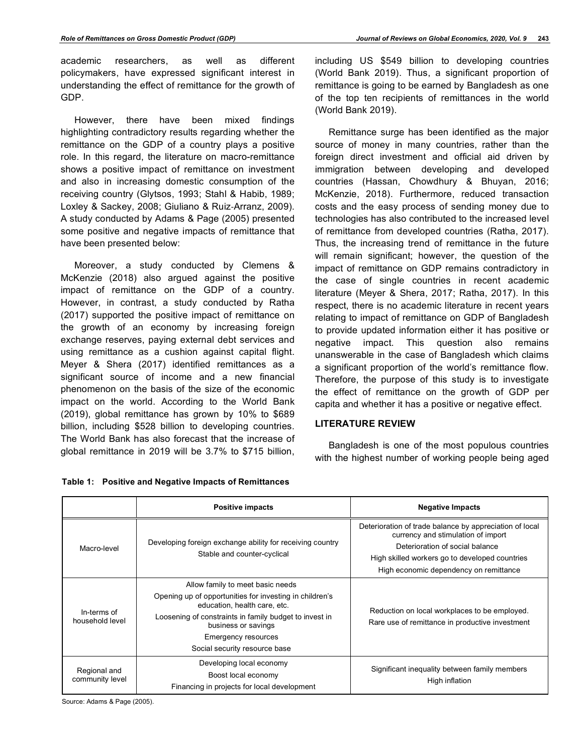academic researchers, as well as different policymakers, have expressed significant interest in understanding the effect of remittance for the growth of GDP.

However, there have been mixed findings highlighting contradictory results regarding whether the remittance on the GDP of a country plays a positive role. In this regard, the literature on macro-remittance shows a positive impact of remittance on investment and also in increasing domestic consumption of the receiving country (Glytsos, 1993; Stahl & Habib, 1989; Loxley & Sackey, 2008; Giuliano & Ruiz-Arranz, 2009). A study conducted by Adams & Page (2005) presented some positive and negative impacts of remittance that have been presented below:

Moreover, a study conducted by Clemens & McKenzie (2018) also argued against the positive impact of remittance on the GDP of a country. However, in contrast, a study conducted by Ratha (2017) supported the positive impact of remittance on the growth of an economy by increasing foreign exchange reserves, paying external debt services and using remittance as a cushion against capital flight. Meyer & Shera (2017) identified remittances as a significant source of income and a new financial phenomenon on the basis of the size of the economic impact on the world. According to the World Bank (2019), global remittance has grown by 10% to $689 billion, including $528 billion to developing countries. The World Bank has also forecast that the increase of global remittance in 2019 will be 3.7% to $715 billion, including US $549 billion to developing countries (World Bank 2019). Thus, a significant proportion of remittance is going to be earned by Bangladesh as one of the top ten recipients of remittances in the world (World Bank 2019).

Remittance surge has been identified as the major source of money in many countries, rather than the foreign direct investment and official aid driven by immigration between developing and developed countries (Hassan, Chowdhury & Bhuyan, 2016; McKenzie, 2018). Furthermore, reduced transaction costs and the easy process of sending money due to technologies has also contributed to the increased level of remittance from developed countries (Ratha, 2017). Thus, the increasing trend of remittance in the future will remain significant; however, the question of the impact of remittance on GDP remains contradictory in the case of single countries in recent academic literature (Meyer & Shera, 2017; Ratha, 2017). In this respect, there is no academic literature in recent years relating to impact of remittance on GDP of Bangladesh to provide updated information either it has positive or negative impact. This question also remains unanswerable in the case of Bangladesh which claims a significant proportion of the world's remittance flow. Therefore, the purpose of this study is to investigate the effect of remittance on the growth of GDP per capita and whether it has a positive or negative effect.

## LITERATURE REVIEW

Bangladesh is one of the most populous countries with the highest number of working people being aged

**Table 1: Positive and Negative Impacts of Remittances**

| | Positive impacts | Negative Impacts |
|---|---|---|
| Macro-level | Developing foreign exchange ability for receiving country<br>Stable and counter-cyclical | Deterioration of trade balance by appreciation of local currency and stimulation of import<br>Deterioration of social balance<br>High skilled workers go to developed countries<br>High economic dependency on remittance |
| In-terms of household level | Allow family to meet basic needs<br>Opening up of opportunities for investing in children's education, health care, etc.<br>Loosening of constraints in family budget to invest in business or savings<br>Emergency resources<br>Social security resource base | Reduction on local workplaces to be employed.<br>Rare use of remittance in productive investment |
| Regional and community level | Developing local economy<br>Boost local economy<br>Financing in projects for local development | Significant inequality between family members<br>High inflation |

Source: Adams & Page (2005).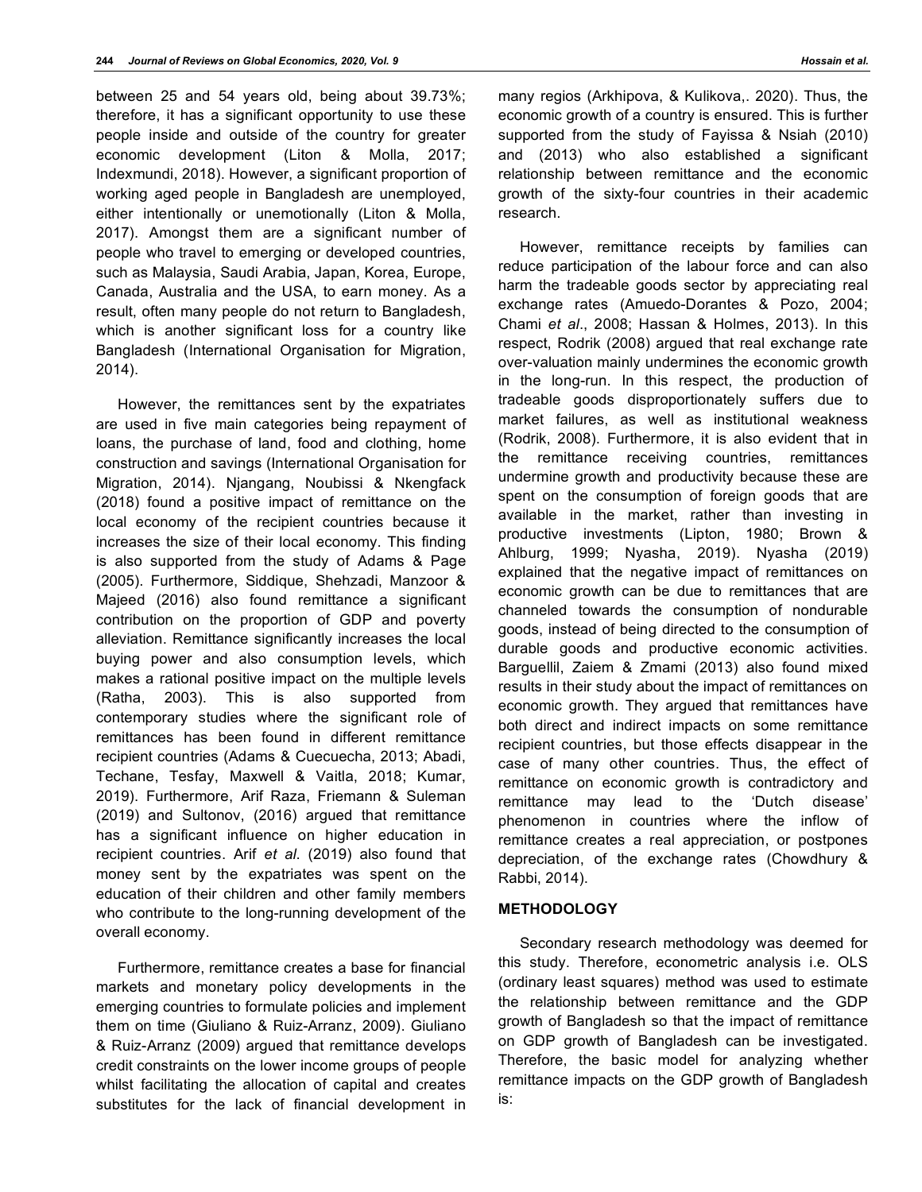between 25 and 54 years old, being about 39.73%; therefore, it has a significant opportunity to use these people inside and outside of the country for greater economic development (Liton & Molla, 2017; Indexmundi, 2018). However, a significant proportion of working aged people in Bangladesh are unemployed, either intentionally or unemotionally (Liton & Molla, 2017). Amongst them are a significant number of people who travel to emerging or developed countries, such as Malaysia, Saudi Arabia, Japan, Korea, Europe, Canada, Australia and the USA, to earn money. As a result, often many people do not return to Bangladesh, which is another significant loss for a country like Bangladesh (International Organisation for Migration, 2014).

However, the remittances sent by the expatriates are used in five main categories being repayment of loans, the purchase of land, food and clothing, home construction and savings (International Organisation for Migration, 2014). Njangang, Noubissi & Nkengfack (2018) found a positive impact of remittance on the local economy of the recipient countries because it increases the size of their local economy. This finding is also supported from the study of Adams & Page (2005). Furthermore, Siddique, Shehzadi, Manzoor & Majeed (2016) also found remittance a significant contribution on the proportion of GDP and poverty alleviation. Remittance significantly increases the local buying power and also consumption levels, which makes a rational positive impact on the multiple levels (Ratha, 2003). This is also supported from contemporary studies where the significant role of remittances has been found in different remittance recipient countries (Adams & Cuecuecha, 2013; Abadi, Techane, Tesfay, Maxwell & Vaitla, 2018; Kumar, 2019). Furthermore, Arif Raza, Friemann & Suleman (2019) and Sultonov, (2016) argued that remittance has a significant influence on higher education in recipient countries. Arif *et al*. (2019) also found that money sent by the expatriates was spent on the education of their children and other family members who contribute to the long-running development of the overall economy.

Furthermore, remittance creates a base for financial markets and monetary policy developments in the emerging countries to formulate policies and implement them on time (Giuliano & Ruiz-Arranz, 2009). Giuliano & Ruiz-Arranz (2009) argued that remittance develops credit constraints on the lower income groups of people whilst facilitating the allocation of capital and creates substitutes for the lack of financial development in many regios (Arkhipova, & Kulikova,. 2020). Thus, the economic growth of a country is ensured. This is further supported from the study of Fayissa & Nsiah (2010) and (2013) who also established a significant relationship between remittance and the economic growth of the sixty-four countries in their academic research.

However, remittance receipts by families can reduce participation of the labour force and can also harm the tradeable goods sector by appreciating real exchange rates (Amuedo-Dorantes & Pozo, 2004; Chami *et al*., 2008; Hassan & Holmes, 2013). In this respect, Rodrik (2008) argued that real exchange rate over-valuation mainly undermines the economic growth in the long-run. In this respect, the production of tradeable goods disproportionately suffers due to market failures, as well as institutional weakness (Rodrik, 2008). Furthermore, it is also evident that in the remittance receiving countries, remittances undermine growth and productivity because these are spent on the consumption of foreign goods that are available in the market, rather than investing in productive investments (Lipton, 1980; Brown & Ahlburg, 1999; Nyasha, 2019). Nyasha (2019) explained that the negative impact of remittances on economic growth can be due to remittances that are channeled towards the consumption of nondurable goods, instead of being directed to the consumption of durable goods and productive economic activities. Barguellil, Zaiem & Zmami (2013) also found mixed results in their study about the impact of remittances on economic growth. They argued that remittances have both direct and indirect impacts on some remittance recipient countries, but those effects disappear in the case of many other countries. Thus, the effect of remittance on economic growth is contradictory and remittance may lead to the 'Dutch disease' phenomenon in countries where the inflow of remittance creates a real appreciation, or postpones depreciation, of the exchange rates (Chowdhury & Rabbi, 2014).

## METHODOLOGY

Secondary research methodology was deemed for this study. Therefore, econometric analysis i.e. OLS (ordinary least squares) method was used to estimate the relationship between remittance and the GDP growth of Bangladesh so that the impact of remittance on GDP growth of Bangladesh can be investigated. Therefore, the basic model for analyzing whether remittance impacts on the GDP growth of Bangladesh is: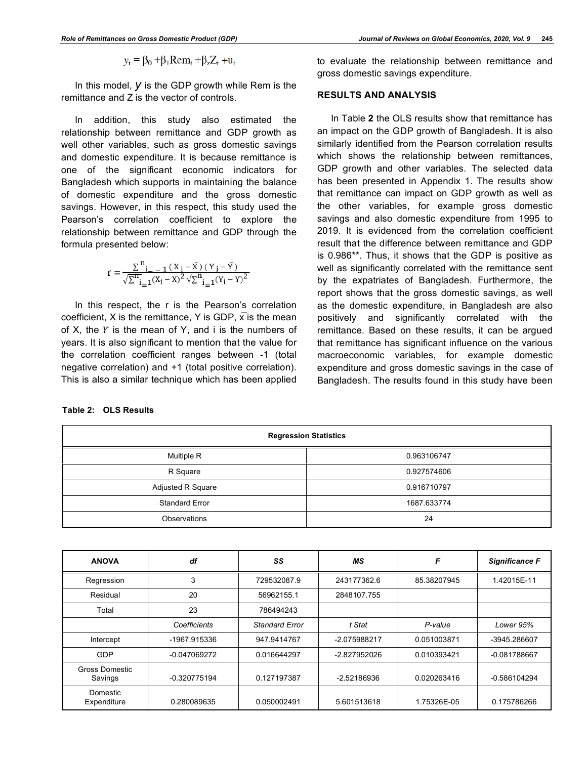$$y_t = \beta_0 + \beta_1 \text{Rem}_t + \beta_z Z_t + u_t$$

In this model, $y$ is the GDP growth while Rem is the remittance and Z is the vector of controls.

In addition, this study also estimated the relationship between remittance and GDP growth as well other variables, such as gross domestic savings and domestic expenditure. It is because remittance is one of the significant economic indicators for Bangladesh which supports in maintaining the balance of domestic expenditure and the gross domestic savings. However, in this respect, this study used the Pearson's correlation coefficient to explore the relationship between remittance and GDP through the formula presented below:

$$r = \frac{\sum_{i=1}^{n}(X_i - \bar{X})(Y_i - \bar{Y})}{\sqrt{\sum_{i=1}^{n}(X_i - \bar{X})^2}\sqrt{\sum_{i=1}^{n}(Y_i - \bar{Y})^2}}$$

In this respect, the r is the Pearson's correlation coefficient, X is the remittance, Y is GDP, $\bar{x}$ is the mean of X, the $\bar{Y}$ is the mean of Y, and i is the numbers of years. It is also significant to mention that the value for the correlation coefficient ranges between -1 (total negative correlation) and +1 (total positive correlation). This is also a similar technique which has been applied to evaluate the relationship between remittance and gross domestic savings expenditure.

## RESULTS AND ANALYSIS

In Table **2** the OLS results show that remittance has an impact on the GDP growth of Bangladesh. It is also similarly identified from the Pearson correlation results which shows the relationship between remittances, GDP growth and other variables. The selected data has been presented in Appendix 1. The results show that remittance can impact on GDP growth as well as the other variables, for example gross domestic savings and also domestic expenditure from 1995 to 2019. It is evidenced from the correlation coefficient result that the difference between remittance and GDP is 0.986**. Thus, it shows that the GDP is positive as well as significantly correlated with the remittance sent by the expatriates of Bangladesh. Furthermore, the report shows that the gross domestic savings, as well as the domestic expenditure, in Bangladesh are also positively and significantly correlated with the remittance. Based on these results, it can be argued that remittance has significant influence on the various macroeconomic variables, for example domestic expenditure and gross domestic savings in the case of Bangladesh. The results found in this study have been

**Table 2: OLS Results**

| Regression Statistics | |
|---|---|
| Multiple R | 0.963106747 |
| R Square | 0.927574606 |
| Adjusted R Square | 0.916710797 |
| Standard Error | 1687.633774 |
| Observations | 24 |

| ANOVA | *df* | *SS* | *MS* | *F* | *Significance F* |
|---|---|---|---|---|---|
| Regression | 3 | 729532087.9 | 243177362.6 | 85.38207945 | 1.42015E-11 |
| Residual | 20 | 56962155.1 | 2848107.755 | | |
| Total | 23 | 786494243 | | | |
| | *Coefficients* | *Standard Error* | *t Stat* | *P-value* | *Lower 95%* |
| Intercept | -1967.915336 | 947.9414767 | -2.075988217 | 0.051003871 | -3945.286607 |
| GDP | -0.047069272 | 0.016644297 | -2.827952026 | 0.010393421 | -0.081788667 |
| Gross Domestic Savings | -0.320775194 | 0.127197387 | -2.52186936 | 0.020263416 | -0.586104294 |
| Domestic Expenditure | 0.280089635 | 0.050002491 | 5.601513618 | 1.75326E-05 | 0.175786266 |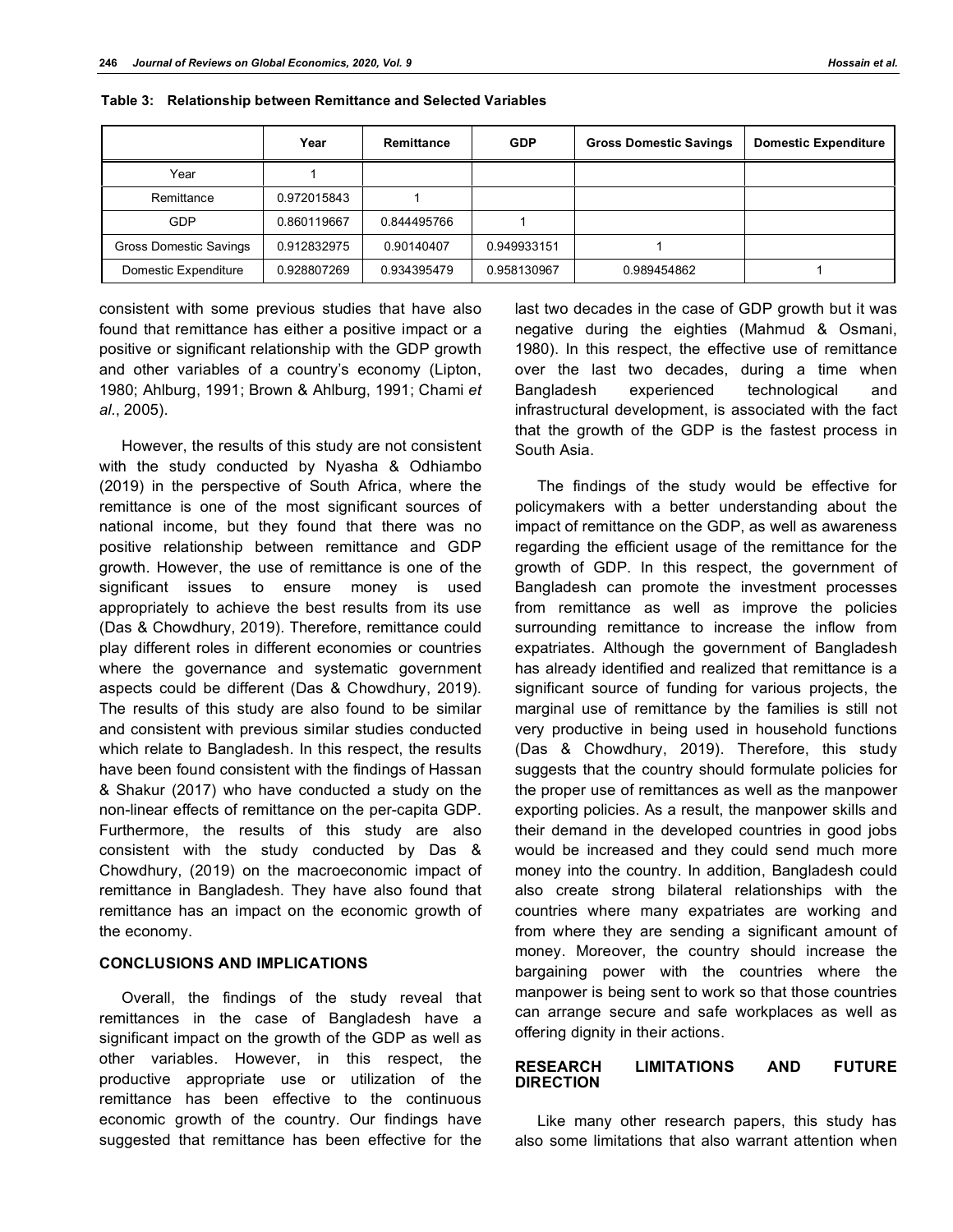**Table 3: Relationship between Remittance and Selected Variables**

| | Year | Remittance | GDP | Gross Domestic Savings | Domestic Expenditure |
|---|---|---|---|---|---|
| Year | 1 | | | | |
| Remittance | 0.972015843 | 1 | | | |
| GDP | 0.860119667 | 0.844495766 | 1 | | |
| Gross Domestic Savings | 0.912832975 | 0.90140407 | 0.949933151 | 1 | |
| Domestic Expenditure | 0.928807269 | 0.934395479 | 0.958130967 | 0.989454862 | 1 |

consistent with some previous studies that have also found that remittance has either a positive impact or a positive or significant relationship with the GDP growth and other variables of a country's economy (Lipton, 1980; Ahlburg, 1991; Brown & Ahlburg, 1991; Chami *et al*., 2005).

However, the results of this study are not consistent with the study conducted by Nyasha & Odhiambo (2019) in the perspective of South Africa, where the remittance is one of the most significant sources of national income, but they found that there was no positive relationship between remittance and GDP growth. However, the use of remittance is one of the significant issues to ensure money is used appropriately to achieve the best results from its use (Das & Chowdhury, 2019). Therefore, remittance could play different roles in different economies or countries where the governance and systematic government aspects could be different (Das & Chowdhury, 2019). The results of this study are also found to be similar and consistent with previous similar studies conducted which relate to Bangladesh. In this respect, the results have been found consistent with the findings of Hassan & Shakur (2017) who have conducted a study on the non-linear effects of remittance on the per-capita GDP. Furthermore, the results of this study are also consistent with the study conducted by Das & Chowdhury, (2019) on the macroeconomic impact of remittance in Bangladesh. They have also found that remittance has an impact on the economic growth of the economy.

## CONCLUSIONS AND IMPLICATIONS

Overall, the findings of the study reveal that remittances in the case of Bangladesh have a significant impact on the growth of the GDP as well as other variables. However, in this respect, the productive appropriate use or utilization of the remittance has been effective to the continuous economic growth of the country. Our findings have suggested that remittance has been effective for the last two decades in the case of GDP growth but it was negative during the eighties (Mahmud & Osmani, 1980). In this respect, the effective use of remittance over the last two decades, during a time when Bangladesh experienced technological and infrastructural development, is associated with the fact that the growth of the GDP is the fastest process in South Asia.

The findings of the study would be effective for policymakers with a better understanding about the impact of remittance on the GDP, as well as awareness regarding the efficient usage of the remittance for the growth of GDP. In this respect, the government of Bangladesh can promote the investment processes from remittance as well as improve the policies surrounding remittance to increase the inflow from expatriates. Although the government of Bangladesh has already identified and realized that remittance is a significant source of funding for various projects, the marginal use of remittance by the families is still not very productive in being used in household functions (Das & Chowdhury, 2019). Therefore, this study suggests that the country should formulate policies for the proper use of remittances as well as the manpower exporting policies. As a result, the manpower skills and their demand in the developed countries in good jobs would be increased and they could send much more money into the country. In addition, Bangladesh could also create strong bilateral relationships with the countries where many expatriates are working and from where they are sending a significant amount of money. Moreover, the country should increase the bargaining power with the countries where the manpower is being sent to work so that those countries can arrange secure and safe workplaces as well as offering dignity in their actions.

## RESEARCH LIMITATIONS AND FUTURE DIRECTION

Like many other research papers, this study has also some limitations that also warrant attention when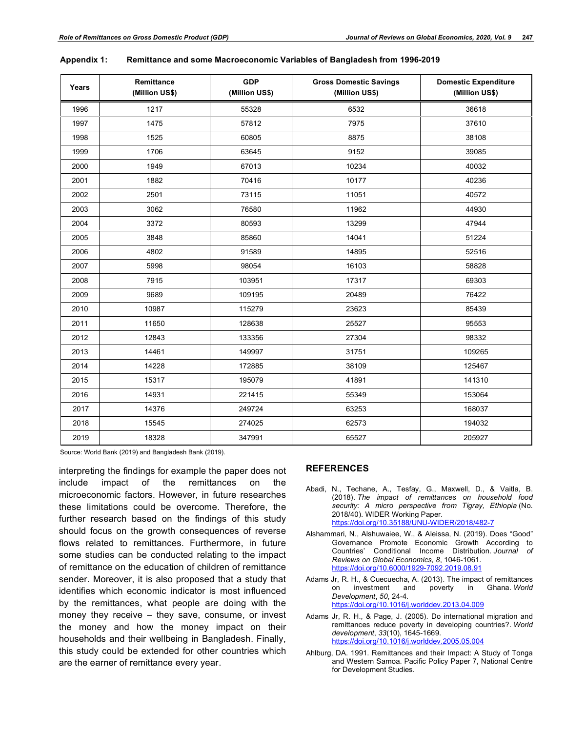**Appendix 1: Remittance and some Macroeconomic Variables of Bangladesh from 1996-2019**

| Years | Remittance (Million US$) | GDP (Million US$) | Gross Domestic Savings (Million US$) | Domestic Expenditure (Million US$) |
|---|---|---|---|---|
| 1996 | 1217 | 55328 | 6532 | 36618 |
| 1997 | 1475 | 57812 | 7975 | 37610 |
| 1998 | 1525 | 60805 | 8875 | 38108 |
| 1999 | 1706 | 63645 | 9152 | 39085 |
| 2000 | 1949 | 67013 | 10234 | 40032 |
| 2001 | 1882 | 70416 | 10177 | 40236 |
| 2002 | 2501 | 73115 | 11051 | 40572 |
| 2003 | 3062 | 76580 | 11962 | 44930 |
| 2004 | 3372 | 80593 | 13299 | 47944 |
| 2005 | 3848 | 85860 | 14041 | 51224 |
| 2006 | 4802 | 91589 | 14895 | 52516 |
| 2007 | 5998 | 98054 | 16103 | 58828 |
| 2008 | 7915 | 103951 | 17317 | 69303 |
| 2009 | 9689 | 109195 | 20489 | 76422 |
| 2010 | 10987 | 115279 | 23623 | 85439 |
| 2011 | 11650 | 128638 | 25527 | 95553 |
| 2012 | 12843 | 133356 | 27304 | 98332 |
| 2013 | 14461 | 149997 | 31751 | 109265 |
| 2014 | 14228 | 172885 | 38109 | 125467 |
| 2015 | 15317 | 195079 | 41891 | 141310 |
| 2016 | 14931 | 221415 | 55349 | 153064 |
| 2017 | 14376 | 249724 | 63253 | 168037 |
| 2018 | 15545 | 274025 | 62573 | 194032 |
| 2019 | 18328 | 347991 | 65527 | 205927 |

Source: World Bank (2019) and Bangladesh Bank (2019).

interpreting the findings for example the paper does not include impact of the remittances on the microeconomic factors. However, in future researches these limitations could be overcome. Therefore, the further research based on the findings of this study should focus on the growth consequences of reverse flows related to remittances. Furthermore, in future some studies can be conducted relating to the impact of remittance on the education of children of remittance sender. Moreover, it is also proposed that a study that identifies which economic indicator is most influenced by the remittances, what people are doing with the money they receive – they save, consume, or invest the money and how the money impact on their households and their wellbeing in Bangladesh. Finally, this study could be extended for other countries which are the earner of remittance every year.

## REFERENCES

Abadi, N., Techane, A., Tesfay, G., Maxwell, D., & Vaitla, B. (2018). *The impact of remittances on household food security: A micro perspective from Tigray, Ethiopia* (No. 2018/40). WIDER Working Paper. https://doi.org/10.35188/UNU-WIDER/2018/482-7

Alshammari, N., Alshuwaiee, W., & Aleissa, N. (2019). Does "Good" Governance Promote Economic Growth According to Countries' Conditional Income Distribution. *Journal of Reviews on Global Economics, 8*, 1046-1061. https://doi.org/10.6000/1929-7092.2019.08.91

Adams Jr, R. H., & Cuecuecha, A. (2013). The impact of remittances on investment and poverty in Ghana. *World Development*, *50*, 24-4. https://doi.org/10.1016/j.worlddev.2013.04.009

Adams Jr, R. H., & Page, J. (2005). Do international migration and remittances reduce poverty in developing countries?. *World development*, *33*(10), 1645-1669. https://doi.org/10.1016/j.worlddev.2005.05.004

Ahlburg, DA. 1991. Remittances and their Impact: A Study of Tonga and Western Samoa. Pacific Policy Paper 7, National Centre for Development Studies.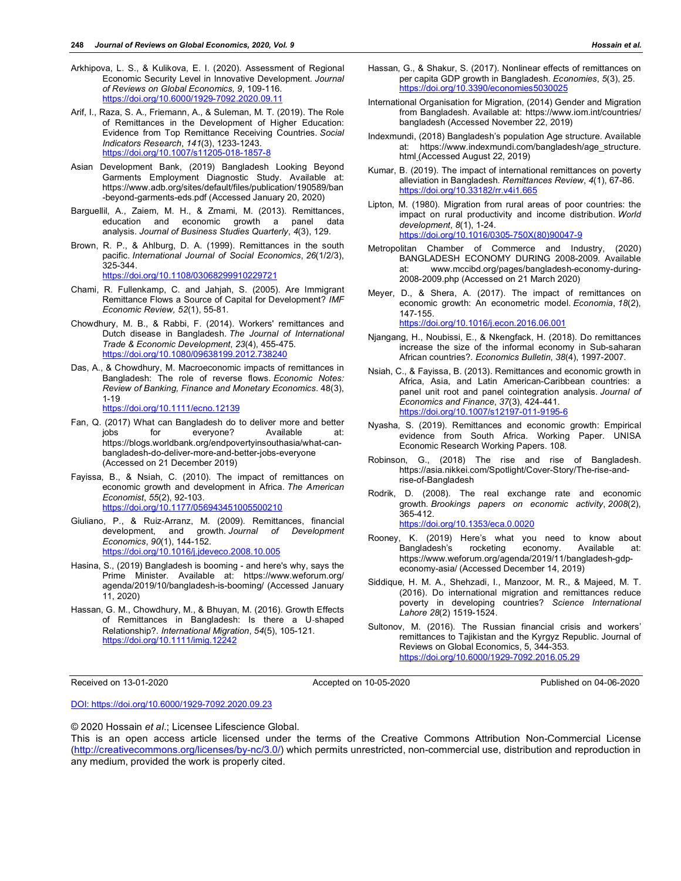Arkhipova, L. S., & Kulikova, E. I. (2020). Assessment of Regional Economic Security Level in Innovative Development. *Journal of Reviews on Global Economics, 9*, 109-116. https://doi.org/10.6000/1929-7092.2020.09.11

Arif, I., Raza, S. A., Friemann, A., & Suleman, M. T. (2019). The Role of Remittances in the Development of Higher Education: Evidence from Top Remittance Receiving Countries. *Social Indicators Research*, *141*(3), 1233-1243. https://doi.org/10.1007/s11205-018-1857-8

Asian Development Bank, (2019) Bangladesh Looking Beyond Garments Employment Diagnostic Study. Available at: https://www.adb.org/sites/default/files/publication/190589/ban-beyond-garments-eds.pdf (Accessed January 20, 2020)

Barguellil, A., Zaiem, M. H., & Zmami, M. (2013). Remittances, education and economic growth a panel data analysis. *Journal of Business Studies Quarterly*, *4*(3), 129.

Brown, R. P., & Ahlburg, D. A. (1999). Remittances in the south pacific. *International Journal of Social Economics*, *26*(1/2/3), 325-344. https://doi.org/10.1108/03068299910229721

Chami, R. Fullenkamp, C. and Jahjah, S. (2005). Are Immigrant Remittance Flows a Source of Capital for Development? *IMF Economic Review, 52*(1), 55-81.

Chowdhury, M. B., & Rabbi, F. (2014). Workers' remittances and Dutch disease in Bangladesh. *The Journal of International Trade & Economic Development*, *23*(4), 455-475. https://doi.org/10.1080/09638199.2012.738240

Das, A., & Chowdhury, M. Macroeconomic impacts of remittances in Bangladesh: The role of reverse flows. *Economic Notes: Review of Banking, Finance and Monetary Economics*. 48(3), 1-19 https://doi.org/10.1111/ecno.12139

Fan, Q. (2017) What can Bangladesh do to deliver more and better jobs for everyone? Available at: https://blogs.worldbank.org/endpovertyinsouthasia/what-can-bangladesh-do-deliver-more-and-better-jobs-everyone (Accessed on 21 December 2019)

Fayissa, B., & Nsiah, C. (2010). The impact of remittances on economic growth and development in Africa. *The American Economist*, *55*(2), 92-103. https://doi.org/10.1177/056943451005500210

Giuliano, P., & Ruiz-Arranz, M. (2009). Remittances, financial development, and growth. *Journal of Development Economics*, *90*(1), 144-152. https://doi.org/10.1016/j.jdeveco.2008.10.005

Hasina, S., (2019) Bangladesh is booming - and here's why, says the Prime Minister. Available at: https://www.weforum.org/agenda/2019/10/bangladesh-is-booming/ (Accessed January 11, 2020)

Hassan, G. M., Chowdhury, M., & Bhuyan, M. (2016). Growth Effects of Remittances in Bangladesh: Is there a U-shaped Relationship?. *International Migration*, *54*(5), 105-121. https://doi.org/10.1111/imig.12242

Hassan, G., & Shakur, S. (2017). Nonlinear effects of remittances on per capita GDP growth in Bangladesh. *Economies*, *5*(3), 25. https://doi.org/10.3390/economies5030025

International Organisation for Migration, (2014) Gender and Migration from Bangladesh. Available at: https://www.iom.int/countries/bangladesh (Accessed November 22, 2019)

Indexmundi, (2018) Bangladesh's population Age structure. Available at: https://www.indexmundi.com/bangladesh/age_structure.html (Accessed August 22, 2019)

Kumar, B. (2019). The impact of international remittances on poverty alleviation in Bangladesh. *Remittances Review*, *4*(1), 67-86. https://doi.org/10.33182/rr.v4i1.665

Lipton, M. (1980). Migration from rural areas of poor countries: the impact on rural productivity and income distribution. *World development*, *8*(1), 1-24. https://doi.org/10.1016/0305-750X(80)90047-9

Metropolitan Chamber of Commerce and Industry, (2020) BANGLADESH ECONOMY DURING 2008-2009. Available at: www.mccibd.org/pages/bangladesh-economy-during-2008-2009.php (Accessed on 21 March 2020)

Meyer, D., & Shera, A. (2017). The impact of remittances on economic growth: An econometric model. *Economia*, *18*(2), 147-155. https://doi.org/10.1016/j.econ.2016.06.001

Njangang, H., Noubissi, E., & Nkengfack, H. (2018). Do remittances increase the size of the informal economy in Sub-saharan African countries?. *Economics Bulletin*, *38*(4), 1997-2007.

Nsiah, C., & Fayissa, B. (2013). Remittances and economic growth in Africa, Asia, and Latin American-Caribbean countries: a panel unit root and panel cointegration analysis. *Journal of Economics and Finance*, *37*(3), 424-441. https://doi.org/10.1007/s12197-011-9195-6

Nyasha, S. (2019). Remittances and economic growth: Empirical evidence from South Africa. Working Paper. UNISA Economic Research Working Papers. 108.

Robinson, G., (2018) The rise and rise of Bangladesh. https://asia.nikkei.com/Spotlight/Cover-Story/The-rise-and-rise-of-Bangladesh

Rodrik, D. (2008). The real exchange rate and economic growth. *Brookings papers on economic activity*, *2008*(2), 365-412. https://doi.org/10.1353/eca.0.0020

Rooney, K. (2019) Here's what you need to know about Bangladesh's rocketing economy. Available at: https://www.weforum.org/agenda/2019/11/bangladesh-gdp-economy-asia/ (Accessed December 14, 2019)

Siddique, H. M. A., Shehzadi, I., Manzoor, M. R., & Majeed, M. T. (2016). Do international migration and remittances reduce poverty in developing countries? *Science International Lahore 28*(2) 1519-1524.

Sultonov, M. (2016). The Russian financial crisis and workers' remittances to Tajikistan and the Kyrgyz Republic. Journal of Reviews on Global Economics, 5, 344-353. https://doi.org/10.6000/1929-7092.2016.05.29

Received on 13-01-2020 Accepted on 10-05-2020 Published on 04-06-2020

DOI: https://doi.org/10.6000/1929-7092.2020.09.23

© 2020 Hossain *et al*.; Licensee Lifescience Global.

This is an open access article licensed under the terms of the Creative Commons Attribution Non-Commercial License (http://creativecommons.org/licenses/by-nc/3.0/) which permits unrestricted, non-commercial use, distribution and reproduction in any medium, provided the work is properly cited.